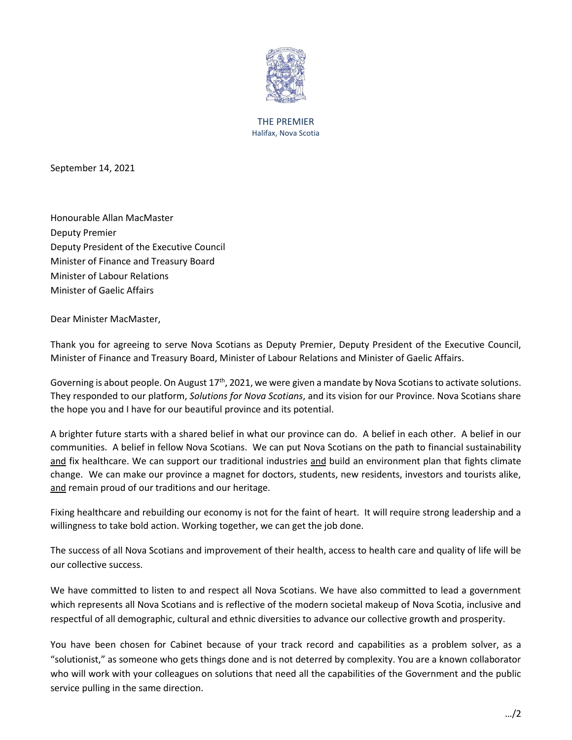THE PREMIER
Halifax, Nova Scotia

September 14, 2021

Honourable Allan MacMaster
Deputy Premier
Deputy President of the Executive Council
Minister of Finance and Treasury Board
Minister of Labour Relations
Minister of Gaelic Affairs

Dear Minister MacMaster,

Thank you for agreeing to serve Nova Scotians as Deputy Premier, Deputy President of the Executive Council, Minister of Finance and Treasury Board, Minister of Labour Relations and Minister of Gaelic Affairs.

Governing is about people. On August 17th, 2021, we were given a mandate by Nova Scotians to activate solutions. They responded to our platform, *Solutions for Nova Scotians*, and its vision for our Province. Nova Scotians share the hope you and I have for our beautiful province and its potential.

A brighter future starts with a shared belief in what our province can do. A belief in each other. A belief in our communities. A belief in fellow Nova Scotians. We can put Nova Scotians on the path to financial sustainability <u>and</u> fix healthcare. We can support our traditional industries <u>and</u> build an environment plan that fights climate change. We can make our province a magnet for doctors, students, new residents, investors and tourists alike, <u>and</u> remain proud of our traditions and our heritage.

Fixing healthcare and rebuilding our economy is not for the faint of heart. It will require strong leadership and a willingness to take bold action. Working together, we can get the job done.

The success of all Nova Scotians and improvement of their health, access to health care and quality of life will be our collective success.

We have committed to listen to and respect all Nova Scotians. We have also committed to lead a government which represents all Nova Scotians and is reflective of the modern societal makeup of Nova Scotia, inclusive and respectful of all demographic, cultural and ethnic diversities to advance our collective growth and prosperity.

You have been chosen for Cabinet because of your track record and capabilities as a problem solver, as a "solutionist," as someone who gets things done and is not deterred by complexity. You are a known collaborator who will work with your colleagues on solutions that need all the capabilities of the Government and the public service pulling in the same direction.

…/2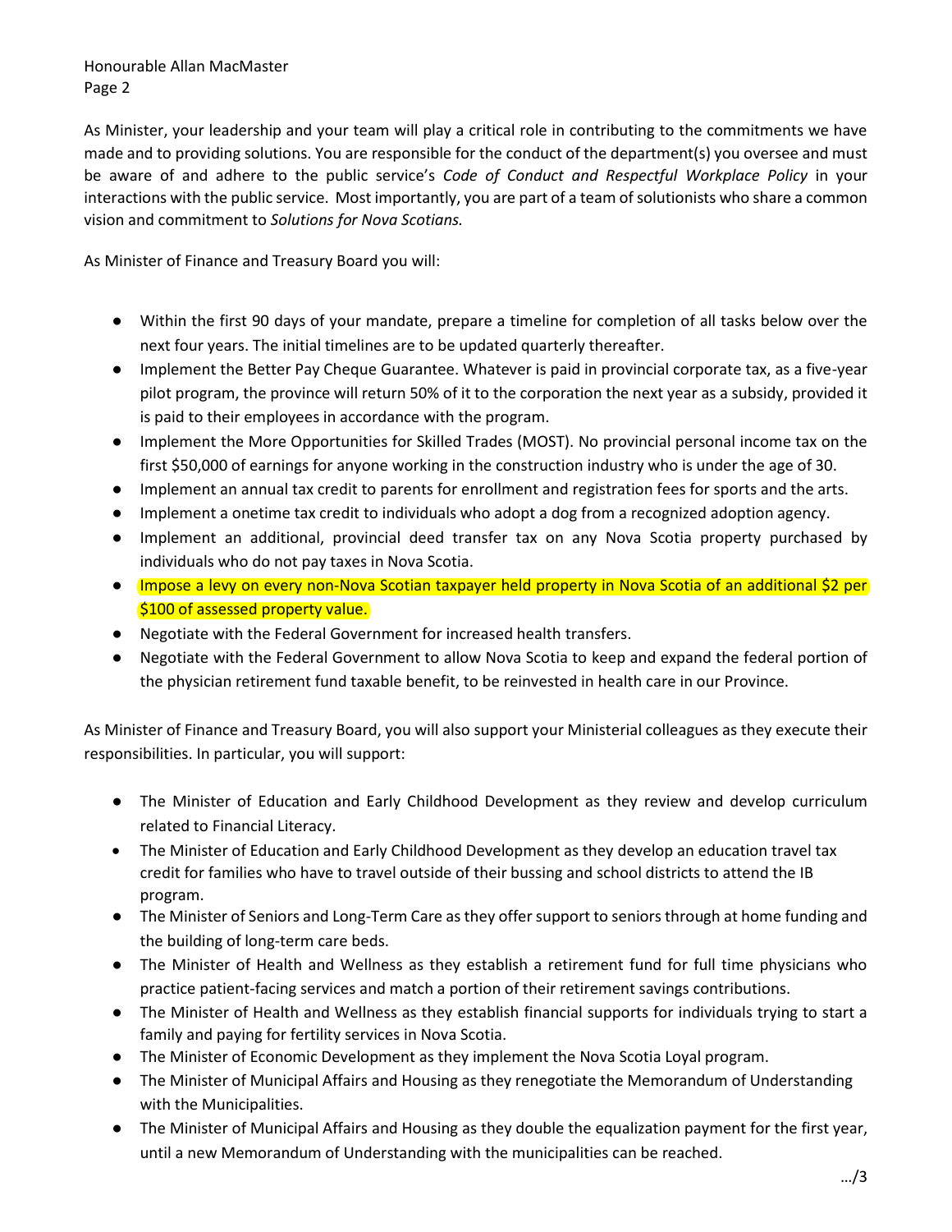As Minister, your leadership and your team will play a critical role in contributing to the commitments we have made and to providing solutions. You are responsible for the conduct of the department(s) you oversee and must be aware of and adhere to the public service's *Code of Conduct and Respectful Workplace Policy* in your interactions with the public service. Most importantly, you are part of a team of solutionists who share a common vision and commitment to *Solutions for Nova Scotians.*

As Minister of Finance and Treasury Board you will:

- Within the first 90 days of your mandate, prepare a timeline for completion of all tasks below over the next four years. The initial timelines are to be updated quarterly thereafter.
- Implement the Better Pay Cheque Guarantee. Whatever is paid in provincial corporate tax, as a five-year pilot program, the province will return 50% of it to the corporation the next year as a subsidy, provided it is paid to their employees in accordance with the program.
- Implement the More Opportunities for Skilled Trades (MOST). No provincial personal income tax on the first $50,000 of earnings for anyone working in the construction industry who is under the age of 30.
- Implement an annual tax credit to parents for enrollment and registration fees for sports and the arts.
- Implement a onetime tax credit to individuals who adopt a dog from a recognized adoption agency.
- Implement an additional, provincial deed transfer tax on any Nova Scotia property purchased by individuals who do not pay taxes in Nova Scotia.
- Impose a levy on every non-Nova Scotian taxpayer held property in Nova Scotia of an additional $2 per $100 of assessed property value.
- Negotiate with the Federal Government for increased health transfers.
- Negotiate with the Federal Government to allow Nova Scotia to keep and expand the federal portion of the physician retirement fund taxable benefit, to be reinvested in health care in our Province.

As Minister of Finance and Treasury Board, you will also support your Ministerial colleagues as they execute their responsibilities. In particular, you will support:

- The Minister of Education and Early Childhood Development as they review and develop curriculum related to Financial Literacy.
- The Minister of Education and Early Childhood Development as they develop an education travel tax credit for families who have to travel outside of their bussing and school districts to attend the IB program.
- The Minister of Seniors and Long-Term Care as they offer support to seniors through at home funding and the building of long-term care beds.
- The Minister of Health and Wellness as they establish a retirement fund for full time physicians who practice patient-facing services and match a portion of their retirement savings contributions.
- The Minister of Health and Wellness as they establish financial supports for individuals trying to start a family and paying for fertility services in Nova Scotia.
- The Minister of Economic Development as they implement the Nova Scotia Loyal program.
- The Minister of Municipal Affairs and Housing as they renegotiate the Memorandum of Understanding with the Municipalities.
- The Minister of Municipal Affairs and Housing as they double the equalization payment for the first year, until a new Memorandum of Understanding with the municipalities can be reached.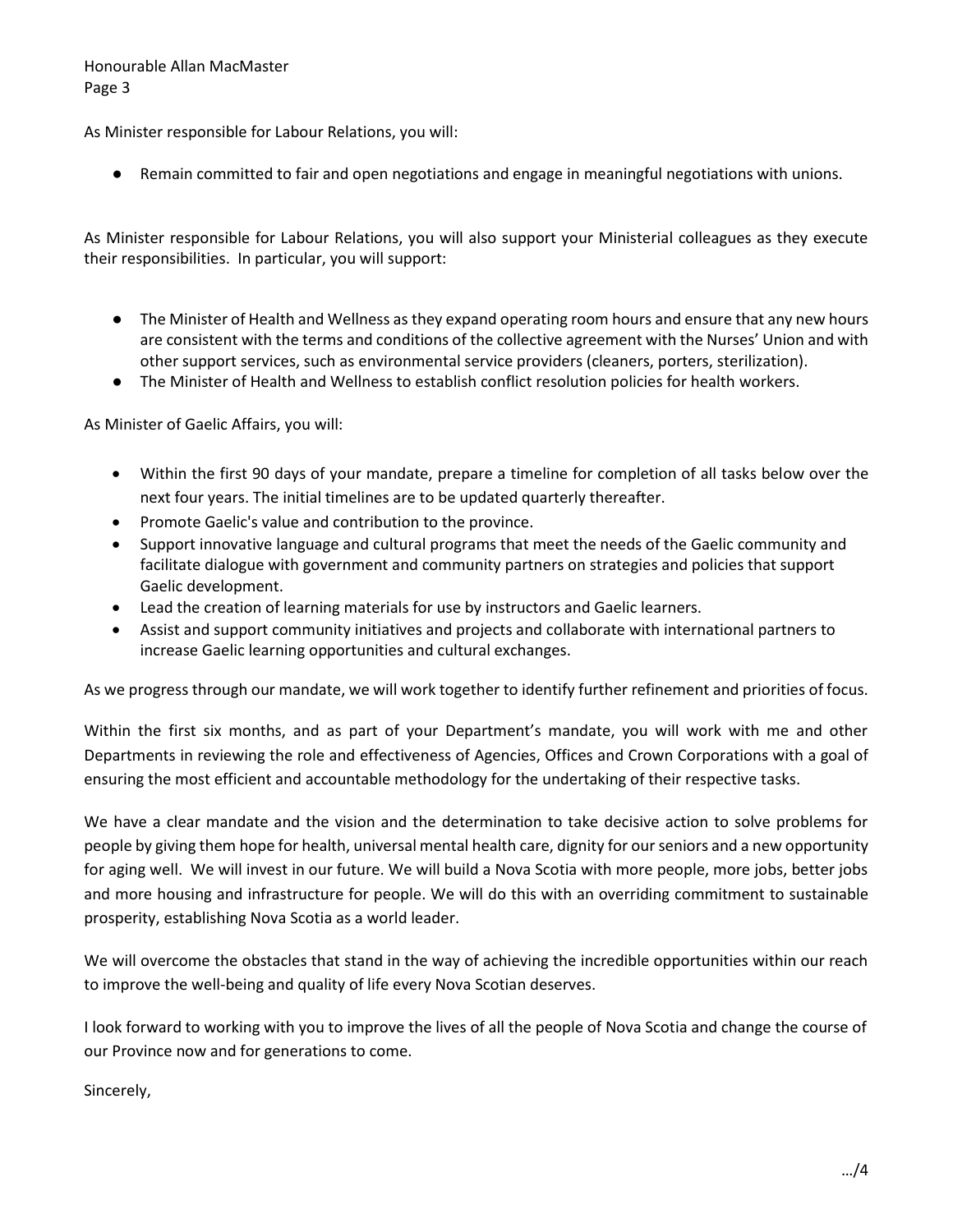As Minister responsible for Labour Relations, you will:

- Remain committed to fair and open negotiations and engage in meaningful negotiations with unions.

As Minister responsible for Labour Relations, you will also support your Ministerial colleagues as they execute their responsibilities. In particular, you will support:

- The Minister of Health and Wellness as they expand operating room hours and ensure that any new hours are consistent with the terms and conditions of the collective agreement with the Nurses' Union and with other support services, such as environmental service providers (cleaners, porters, sterilization).
- The Minister of Health and Wellness to establish conflict resolution policies for health workers.

As Minister of Gaelic Affairs, you will:

- Within the first 90 days of your mandate, prepare a timeline for completion of all tasks below over the next four years. The initial timelines are to be updated quarterly thereafter.
- Promote Gaelic's value and contribution to the province.
- Support innovative language and cultural programs that meet the needs of the Gaelic community and facilitate dialogue with government and community partners on strategies and policies that support Gaelic development.
- Lead the creation of learning materials for use by instructors and Gaelic learners.
- Assist and support community initiatives and projects and collaborate with international partners to increase Gaelic learning opportunities and cultural exchanges.

As we progress through our mandate, we will work together to identify further refinement and priorities of focus.

Within the first six months, and as part of your Department's mandate, you will work with me and other Departments in reviewing the role and effectiveness of Agencies, Offices and Crown Corporations with a goal of ensuring the most efficient and accountable methodology for the undertaking of their respective tasks.

We have a clear mandate and the vision and the determination to take decisive action to solve problems for people by giving them hope for health, universal mental health care, dignity for our seniors and a new opportunity for aging well. We will invest in our future. We will build a Nova Scotia with more people, more jobs, better jobs and more housing and infrastructure for people. We will do this with an overriding commitment to sustainable prosperity, establishing Nova Scotia as a world leader.

We will overcome the obstacles that stand in the way of achieving the incredible opportunities within our reach to improve the well-being and quality of life every Nova Scotian deserves.

I look forward to working with you to improve the lives of all the people of Nova Scotia and change the course of our Province now and for generations to come.

Sincerely,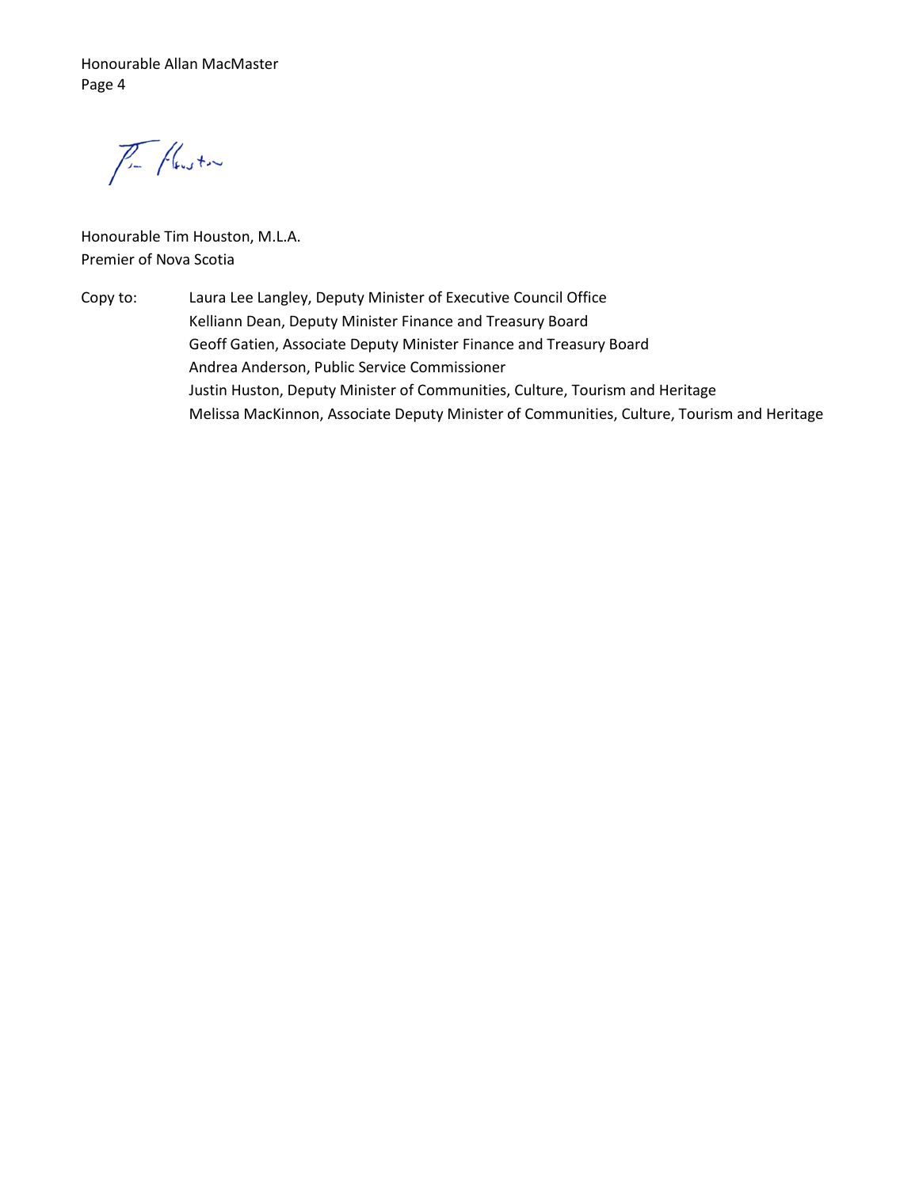Honourable Tim Houston, M.L.A.
Premier of Nova Scotia

Copy to: Laura Lee Langley, Deputy Minister of Executive Council Office
Kelliann Dean, Deputy Minister Finance and Treasury Board
Geoff Gatien, Associate Deputy Minister Finance and Treasury Board
Andrea Anderson, Public Service Commissioner
Justin Huston, Deputy Minister of Communities, Culture, Tourism and Heritage
Melissa MacKinnon, Associate Deputy Minister of Communities, Culture, Tourism and Heritage